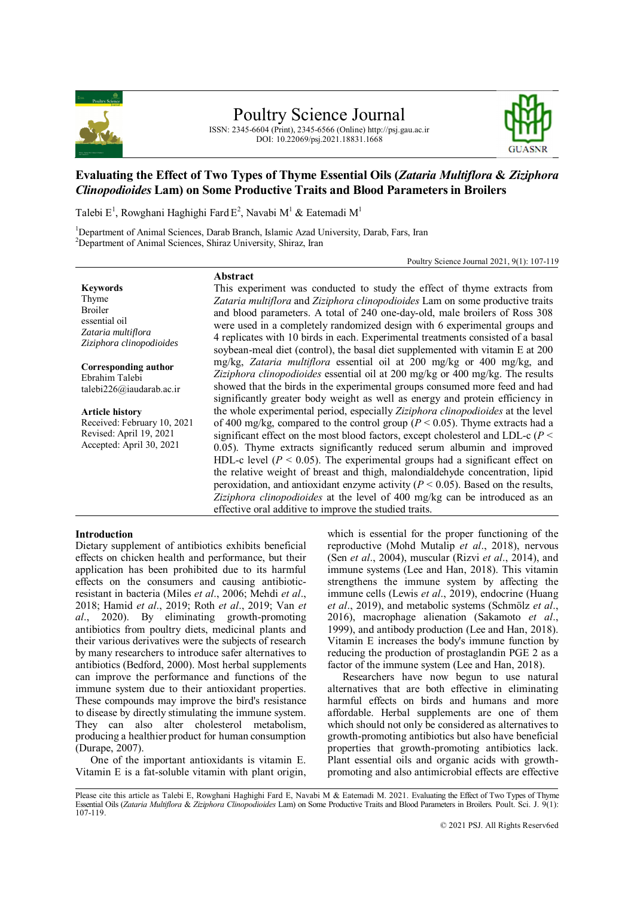Poultry Science Journal

ISSN: 2345-6604 (Print), 2345-6566 (Online) http://psj.gau.ac.ir
DOI: 10.22069/psj.2021.18831.1668

# Evaluating the Effect of Two Types of Thyme Essential Oils (*Zataria Multiflora* & *Ziziphora Clinopodioides* Lam) on Some Productive Traits and Blood Parameters in Broilers

Talebi E[1], Rowghani Haghighi Fard E[2], Navabi M[1] & Eatemadi M[1]

[1]Department of Animal Sciences, Darab Branch, Islamic Azad University, Darab, Fars, Iran
[2]Department of Animal Sciences, Shiraz University, Shiraz, Iran

Poultry Science Journal 2021, 9(1): 107-119

**Keywords**
Thyme
Broiler
essential oil
*Zataria multiflora*
*Ziziphora clinopodioides*

**Corresponding author**
Ebrahim Talebi
talebi226@iaudarab.ac.ir

**Article history**
Received: February 10, 2021
Revised: April 19, 2021
Accepted: April 30, 2021

## Abstract

This experiment was conducted to study the effect of thyme extracts from *Zataria multiflora* and *Ziziphora clinopodioides* Lam on some productive traits and blood parameters. A total of 240 one-day-old, male broilers of Ross 308 were used in a completely randomized design with 6 experimental groups and 4 replicates with 10 birds in each. Experimental treatments consisted of a basal soybean-meal diet (control), the basal diet supplemented with vitamin E at 200 mg/kg, *Zataria multiflora* essential oil at 200 mg/kg or 400 mg/kg, and *Ziziphora clinopodioides* essential oil at 200 mg/kg or 400 mg/kg. The results showed that the birds in the experimental groups consumed more feed and had significantly greater body weight as well as energy and protein efficiency in the whole experimental period, especially *Ziziphora clinopodioides* at the level of 400 mg/kg, compared to the control group ($P < 0.05$). Thyme extracts had a significant effect on the most blood factors, except cholesterol and LDL-c ($P < 0.05$). Thyme extracts significantly reduced serum albumin and improved HDL-c level ($P < 0.05$). The experimental groups had a significant effect on the relative weight of breast and thigh, malondialdehyde concentration, lipid peroxidation, and antioxidant enzyme activity ($P < 0.05$). Based on the results, *Ziziphora clinopodioides* at the level of 400 mg/kg can be introduced as an effective oral additive to improve the studied traits.

## Introduction

Dietary supplement of antibiotics exhibits beneficial effects on chicken health and performance, but their application has been prohibited due to its harmful effects on the consumers and causing antibiotic-resistant in bacteria (Miles *et al*., 2006; Mehdi *et al*., 2018; Hamid *et al*., 2019; Roth *et al*., 2019; Van *et al*., 2020). By eliminating growth-promoting antibiotics from poultry diets, medicinal plants and their various derivatives were the subjects of research by many researchers to introduce safer alternatives to antibiotics (Bedford, 2000). Most herbal supplements can improve the performance and functions of the immune system due to their antioxidant properties. These compounds may improve the bird's resistance to disease by directly stimulating the immune system. They can also alter cholesterol metabolism, producing a healthier product for human consumption (Durape, 2007).

One of the important antioxidants is vitamin E. Vitamin E is a fat-soluble vitamin with plant origin, which is essential for the proper functioning of the reproductive (Mohd Mutalip *et al*., 2018), nervous (Sen *et al*., 2004), muscular (Rizvi *et al*., 2014), and immune systems (Lee and Han, 2018). This vitamin strengthens the immune system by affecting the immune cells (Lewis *et al*., 2019), endocrine (Huang *et al*., 2019), and metabolic systems (Schmölz *et al*., 2016), macrophage alienation (Sakamoto *et al*., 1999), and antibody production (Lee and Han, 2018). Vitamin E increases the body's immune function by reducing the production of prostaglandin PGE 2 as a factor of the immune system (Lee and Han, 2018).

Researchers have now begun to use natural alternatives that are both effective in eliminating harmful effects on birds and humans and more affordable. Herbal supplements are one of them which should not only be considered as alternatives to growth-promoting antibiotics but also have beneficial properties that growth-promoting antibiotics lack. Plant essential oils and organic acids with growth-promoting and also antimicrobial effects are effective

Please cite this article as Talebi E, Rowghani Haghighi Fard E, Navabi M & Eatemadi M. 2021. Evaluating the Effect of Two Types of Thyme Essential Oils (*Zataria Multiflora* & *Ziziphora Clinopodioides* Lam) on Some Productive Traits and Blood Parameters in Broilers. Poult. Sci. J. 9(1): 107-119.

© 2021 PSJ. All Rights Reserv6ed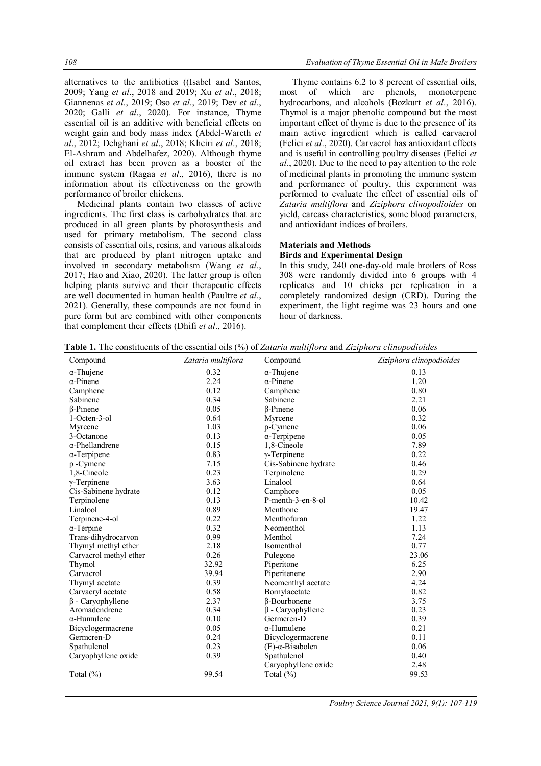alternatives to the antibiotics ((Isabel and Santos, 2009; Yang *et al*., 2018 and 2019; Xu *et al*., 2018; Giannenas *et al*., 2019; Oso *et al*., 2019; Dev *et al*., 2020; Galli *et al*., 2020). For instance, Thyme essential oil is an additive with beneficial effects on weight gain and body mass index (Abdel-Wareth *et al*., 2012; Dehghani *et al*., 2018; Kheiri *et al*., 2018; El-Ashram and Abdelhafez, 2020). Although thyme oil extract has been proven as a booster of the immune system (Ragaa *et al*., 2016), there is no information about its effectiveness on the growth performance of broiler chickens.

Medicinal plants contain two classes of active ingredients. The first class is carbohydrates that are produced in all green plants by photosynthesis and used for primary metabolism. The second class consists of essential oils, resins, and various alkaloids that are produced by plant nitrogen uptake and involved in secondary metabolism (Wang *et al*., 2017; Hao and Xiao, 2020). The latter group is often helping plants survive and their therapeutic effects are well documented in human health (Paultre *et al*., 2021). Generally, these compounds are not found in pure form but are combined with other components that complement their effects (Dhifi *et al*., 2016).

Thyme contains 6.2 to 8 percent of essential oils, most of which are phenols, monoterpene hydrocarbons, and alcohols (Bozkurt *et al*., 2016). Thymol is a major phenolic compound but the most important effect of thyme is due to the presence of its main active ingredient which is called carvacrol (Felici *et al*., 2020). Carvacrol has antioxidant effects and is useful in controlling poultry diseases (Felici *et al*., 2020). Due to the need to pay attention to the role of medicinal plants in promoting the immune system and performance of poultry, this experiment was performed to evaluate the effect of essential oils of *Zataria multiflora* and *Ziziphora clinopodioides* on yield, carcass characteristics, some blood parameters, and antioxidant indices of broilers.

## Materials and Methods

### Birds and Experimental Design

In this study, 240 one-day-old male broilers of Ross 308 were randomly divided into 6 groups with 4 replicates and 10 chicks per replication in a completely randomized design (CRD). During the experiment, the light regime was 23 hours and one hour of darkness.

**Table 1.** The constituents of the essential oils (%) of *Zataria multiflora* and *Ziziphora clinopodioides*

| Compound | *Zataria multiflora* | Compound | *Ziziphora clinopodioides* |
|---|---|---|---|
| α-Thujene | 0.32 | α-Thujene | 0.13 |
| α-Pinene | 2.24 | α-Pinene | 1.20 |
| Camphene | 0.12 | Camphene | 0.80 |
| Sabinene | 0.34 | Sabinene | 2.21 |
| β-Pinene | 0.05 | β-Pinene | 0.06 |
| 1-Octen-3-ol | 0.64 | Myrcene | 0.32 |
| Myrcene | 1.03 | p-Cymene | 0.06 |
| 3-Octanone | 0.13 | α-Terpipene | 0.05 |
| α-Phellandrene | 0.15 | 1,8-Cineole | 7.89 |
| α-Terpipene | 0.83 | γ-Terpinene | 0.22 |
| p -Cymene | 7.15 | Cis-Sabinene hydrate | 0.46 |
| 1,8-Cineole | 0.23 | Terpinolene | 0.29 |
| γ-Terpinene | 3.63 | Linalool | 0.64 |
| Cis-Sabinene hydrate | 0.12 | Camphore | 0.05 |
| Terpinolene | 0.13 | P-menth-3-en-8-ol | 10.42 |
| Linalool | 0.89 | Menthone | 19.47 |
| Terpinene-4-ol | 0.22 | Menthofuran | 1.22 |
| α-Terpine | 0.32 | Neomenthol | 1.13 |
| Trans-dihydrocarvon | 0.99 | Menthol | 7.24 |
| Thymyl methyl ether | 2.18 | Isomenthol | 0.77 |
| Carvacrol methyl ether | 0.26 | Pulegone | 23.06 |
| Thymol | 32.92 | Piperitone | 6.25 |
| Carvacrol | 39.94 | Piperitenene | 2.90 |
| Thymyl acetate | 0.39 | Neomenthyl acetate | 4.24 |
| Carvacryl acetate | 0.58 | Bornylacetate | 0.82 |
| β - Caryophyllene | 2.37 | β-Bourbonene | 3.75 |
| Aromadendrene | 0.34 | β - Caryophyllene | 0.23 |
| α-Humulene | 0.10 | Germcren-D | 0.39 |
| Bicyclogermacrene | 0.05 | α-Humulene | 0.21 |
| Germcren-D | 0.24 | Bicyclogermacrene | 0.11 |
| Spathulenol | 0.23 | (E)-α-Bisabolen | 0.06 |
| Caryophyllene oxide | 0.39 | Spathulenol | 0.40 |
| | | Caryophyllene oxide | 2.48 |
| Total (%) | 99.54 | Total (%) | 99.53 |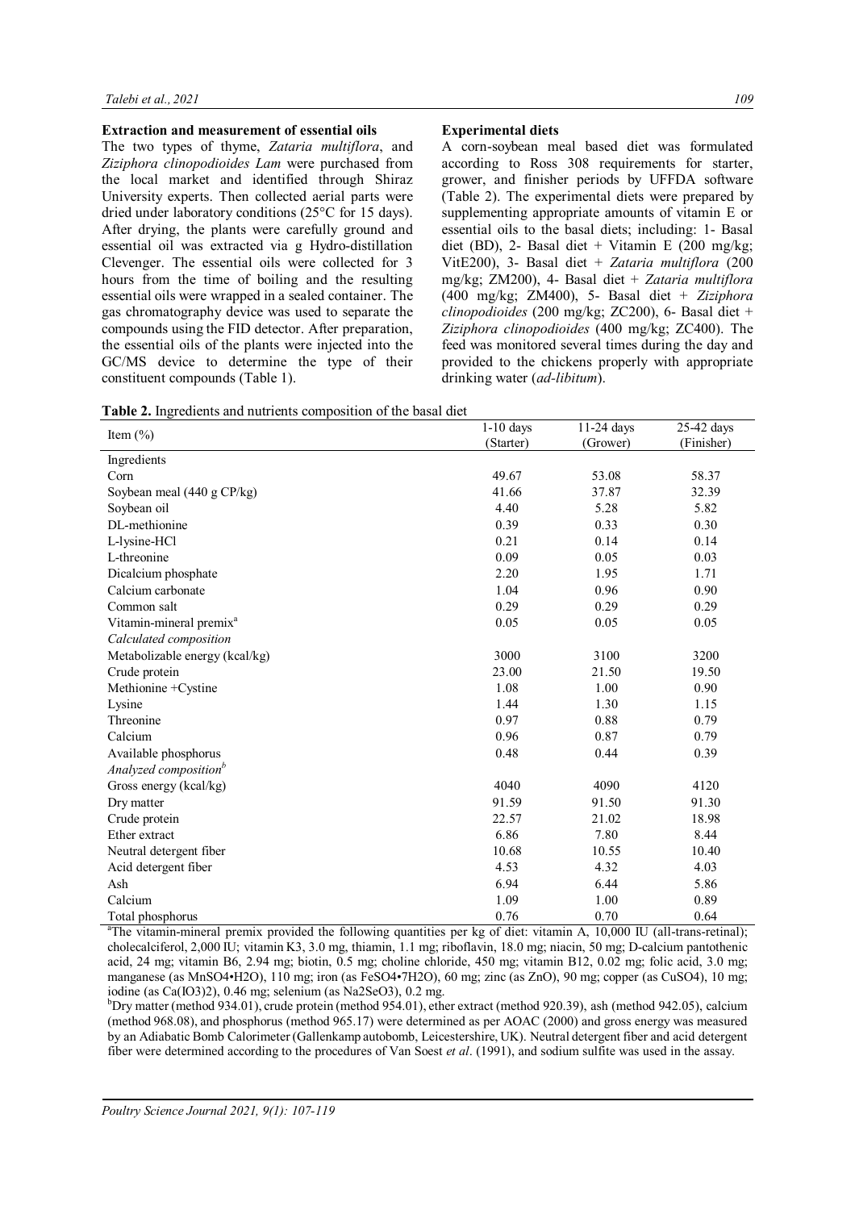### Extraction and measurement of essential oils

The two types of thyme, *Zataria multiflora*, and *Ziziphora clinopodioides Lam* were purchased from the local market and identified through Shiraz University experts. Then collected aerial parts were dried under laboratory conditions (25°C for 15 days). After drying, the plants were carefully ground and essential oil was extracted via g Hydro-distillation Clevenger. The essential oils were collected for 3 hours from the time of boiling and the resulting essential oils were wrapped in a sealed container. The gas chromatography device was used to separate the compounds using the FID detector. After preparation, the essential oils of the plants were injected into the GC/MS device to determine the type of their constituent compounds (Table 1).

### Experimental diets

A corn-soybean meal based diet was formulated according to Ross 308 requirements for starter, grower, and finisher periods by UFFDA software (Table 2). The experimental diets were prepared by supplementing appropriate amounts of vitamin E or essential oils to the basal diets; including: 1- Basal diet (BD), 2- Basal diet + Vitamin E (200 mg/kg; VitE200), 3- Basal diet + *Zataria multiflora* (200 mg/kg; ZM200), 4- Basal diet + *Zataria multiflora* (400 mg/kg; ZM400), 5- Basal diet + *Ziziphora clinopodioides* (200 mg/kg; ZC200), 6- Basal diet + *Ziziphora clinopodioides* (400 mg/kg; ZC400). The feed was monitored several times during the day and provided to the chickens properly with appropriate drinking water (*ad-libitum*).

**Table 2.** Ingredients and nutrients composition of the basal diet

| Item (%) | 1-10 days (Starter) | 11-24 days (Grower) | 25-42 days (Finisher) |
|---|---|---|---|
| Ingredients | | | |
| Corn | 49.67 | 53.08 | 58.37 |
| Soybean meal (440 g CP/kg) | 41.66 | 37.87 | 32.39 |
| Soybean oil | 4.40 | 5.28 | 5.82 |
| DL-methionine | 0.39 | 0.33 | 0.30 |
| L-lysine-HCl | 0.21 | 0.14 | 0.14 |
| L-threonine | 0.09 | 0.05 | 0.03 |
| Dicalcium phosphate | 2.20 | 1.95 | 1.71 |
| Calcium carbonate | 1.04 | 0.96 | 0.90 |
| Common salt | 0.29 | 0.29 | 0.29 |
| Vitamin-mineral premix[a] | 0.05 | 0.05 | 0.05 |
| *Calculated composition* | | | |
| Metabolizable energy (kcal/kg) | 3000 | 3100 | 3200 |
| Crude protein | 23.00 | 21.50 | 19.50 |
| Methionine +Cystine | 1.08 | 1.00 | 0.90 |
| Lysine | 1.44 | 1.30 | 1.15 |
| Threonine | 0.97 | 0.88 | 0.79 |
| Calcium | 0.96 | 0.87 | 0.79 |
| Available phosphorus | 0.48 | 0.44 | 0.39 |
| *Analyzed composition*[b] | | | |
| Gross energy (kcal/kg) | 4040 | 4090 | 4120 |
| Dry matter | 91.59 | 91.50 | 91.30 |
| Crude protein | 22.57 | 21.02 | 18.98 |
| Ether extract | 6.86 | 7.80 | 8.44 |
| Neutral detergent fiber | 10.68 | 10.55 | 10.40 |
| Acid detergent fiber | 4.53 | 4.32 | 4.03 |
| Ash | 6.94 | 6.44 | 5.86 |
| Calcium | 1.09 | 1.00 | 0.89 |
| Total phosphorus | 0.76 | 0.70 | 0.64 |

[a]The vitamin-mineral premix provided the following quantities per kg of diet: vitamin A, 10,000 IU (all-trans-retinal); cholecalciferol, 2,000 IU; vitamin K3, 3.0 mg, thiamin, 1.1 mg; riboflavin, 18.0 mg; niacin, 50 mg; D-calcium pantothenic acid, 24 mg; vitamin B6, 2.94 mg; biotin, 0.5 mg; choline chloride, 450 mg; vitamin B12, 0.02 mg; folic acid, 3.0 mg; manganese (as $MnSO_4 \cdot H_2O$), 110 mg; iron (as $FeSO_4 \cdot 7H_2O$), 60 mg; zinc (as ZnO), 90 mg; copper (as $CuSO_4$), 10 mg; iodine (as $Ca(IO_3)_2$), 0.46 mg; selenium (as $Na_2SeO_3$), 0.2 mg.

[b]Dry matter (method 934.01), crude protein (method 954.01), ether extract (method 920.39), ash (method 942.05), calcium (method 968.08), and phosphorus (method 965.17) were determined as per AOAC (2000) and gross energy was measured by an Adiabatic Bomb Calorimeter (Gallenkamp autobomb, Leicestershire, UK). Neutral detergent fiber and acid detergent fiber were determined according to the procedures of Van Soest *et al*. (1991), and sodium sulfite was used in the assay.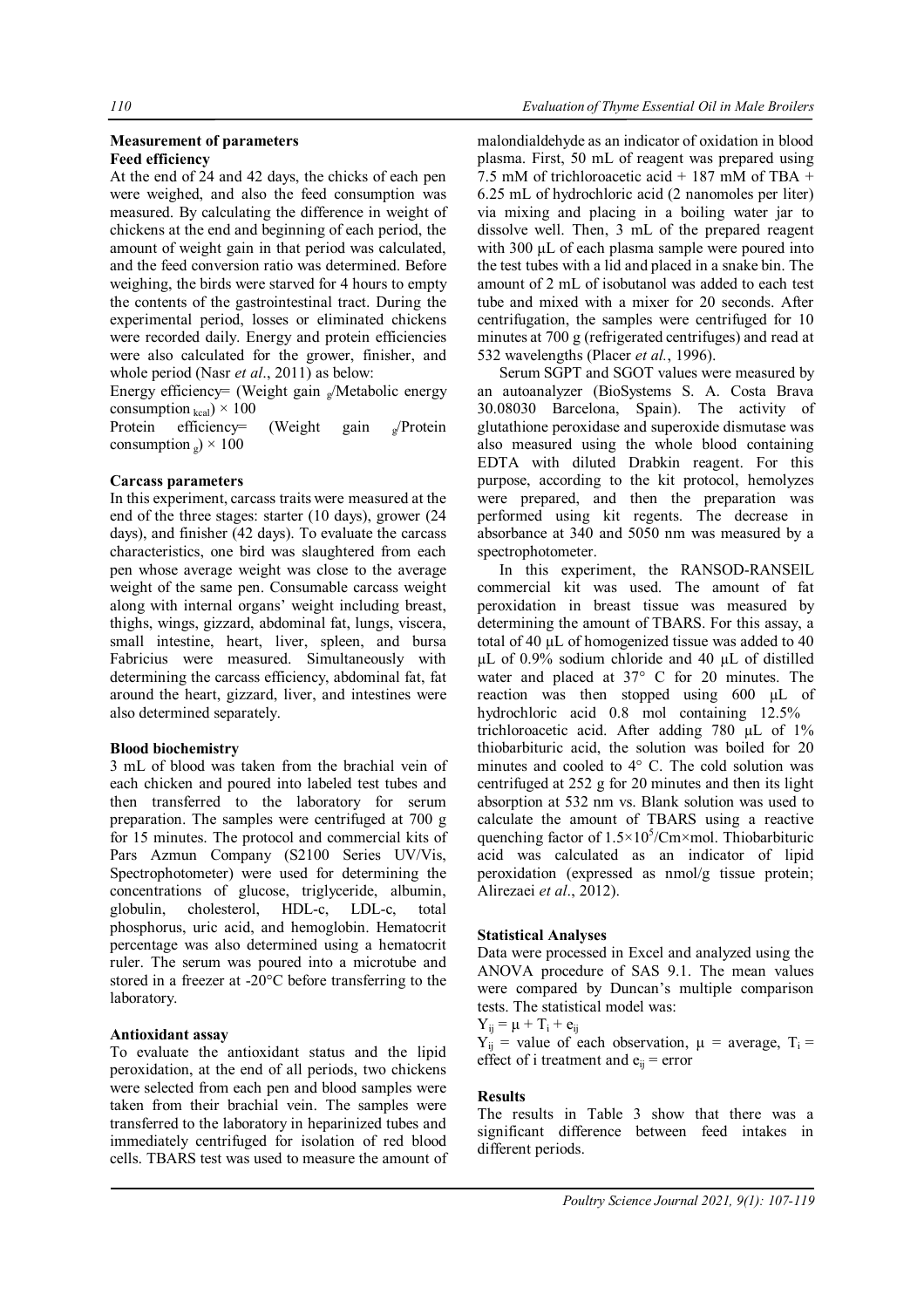## Measurement of parameters

### Feed efficiency

At the end of 24 and 42 days, the chicks of each pen were weighed, and also the feed consumption was measured. By calculating the difference in weight of chickens at the end and beginning of each period, the amount of weight gain in that period was calculated, and the feed conversion ratio was determined. Before weighing, the birds were starved for 4 hours to empty the contents of the gastrointestinal tract. During the experimental period, losses or eliminated chickens were recorded daily. Energy and protein efficiencies were also calculated for the grower, finisher, and whole period (Nasr *et al*., 2011) as below:

Energy efficiency= (Weight gain $_g$/Metabolic energy consumption $_{kcal}$) × 100

Protein efficiency= (Weight gain $_g$/Protein consumption $_g$) × 100

### Carcass parameters

In this experiment, carcass traits were measured at the end of the three stages: starter (10 days), grower (24 days), and finisher (42 days). To evaluate the carcass characteristics, one bird was slaughtered from each pen whose average weight was close to the average weight of the same pen. Consumable carcass weight along with internal organs' weight including breast, thighs, wings, gizzard, abdominal fat, lungs, viscera, small intestine, heart, liver, spleen, and bursa Fabricius were measured. Simultaneously with determining the carcass efficiency, abdominal fat, fat around the heart, gizzard, liver, and intestines were also determined separately.

### Blood biochemistry

3 mL of blood was taken from the brachial vein of each chicken and poured into labeled test tubes and then transferred to the laboratory for serum preparation. The samples were centrifuged at 700 g for 15 minutes. The protocol and commercial kits of Pars Azmun Company (S2100 Series UV/Vis, Spectrophotometer) were used for determining the concentrations of glucose, triglyceride, albumin, globulin, cholesterol, HDL-c, LDL-c, total phosphorus, uric acid, and hemoglobin. Hematocrit percentage was also determined using a hematocrit ruler. The serum was poured into a microtube and stored in a freezer at -20°C before transferring to the laboratory.

### Antioxidant assay

To evaluate the antioxidant status and the lipid peroxidation, at the end of all periods, two chickens were selected from each pen and blood samples were taken from their brachial vein. The samples were transferred to the laboratory in heparinized tubes and immediately centrifuged for isolation of red blood cells. TBARS test was used to measure the amount of malondialdehyde as an indicator of oxidation in blood plasma. First, 50 mL of reagent was prepared using 7.5 mM of trichloroacetic acid + 187 mM of TBA + 6.25 mL of hydrochloric acid (2 nanomoles per liter) via mixing and placing in a boiling water jar to dissolve well. Then, 3 mL of the prepared reagent with 300 µL of each plasma sample were poured into the test tubes with a lid and placed in a snake bin. The amount of 2 mL of isobutanol was added to each test tube and mixed with a mixer for 20 seconds. After centrifugation, the samples were centrifuged for 10 minutes at 700 g (refrigerated centrifuges) and read at 532 wavelengths (Placer *et al.*, 1996).

Serum SGPT and SGOT values were measured by an autoanalyzer (BioSystems S. A. Costa Brava 30.08030 Barcelona, Spain). The activity of glutathione peroxidase and superoxide dismutase was also measured using the whole blood containing EDTA with diluted Drabkin reagent. For this purpose, according to the kit protocol, hemolyzes were prepared, and then the preparation was performed using kit reagents. The decrease in absorbance at 340 and 5050 nm was measured by a spectrophotometer.

In this experiment, the RANSOD-RANSElL commercial kit was used. The amount of fat peroxidation in breast tissue was measured by determining the amount of TBARS. For this assay, a total of 40 µL of homogenized tissue was added to 40 µL of 0.9% sodium chloride and 40 µL of distilled water and placed at 37° C for 20 minutes. The reaction was then stopped using 600 µL of hydrochloric acid 0.8 mol containing 12.5% trichloroacetic acid. After adding 780 µL of 1% thiobarbituric acid, the solution was boiled for 20 minutes and cooled to 4° C. The cold solution was centrifuged at 252 g for 20 minutes and then its light absorption at 532 nm vs. Blank solution was used to calculate the amount of TBARS using a reactive quenching factor of $1.5\times10^5$/Cm×mol. Thiobarbituric acid was calculated as an indicator of lipid peroxidation (expressed as nmol/g tissue protein; Alirezaei *et al*., 2012).

### Statistical Analyses

Data were processed in Excel and analyzed using the ANOVA procedure of SAS 9.1. The mean values were compared by Duncan's multiple comparison tests. The statistical model was:

$Y_{ij} = \mu + T_i + e_{ij}$

$Y_{ij}$ = value of each observation, $\mu$ = average, $T_i$ = effect of i treatment and $e_{ij}$ = error

## Results

The results in Table 3 show that there was a significant difference between feed intakes in different periods.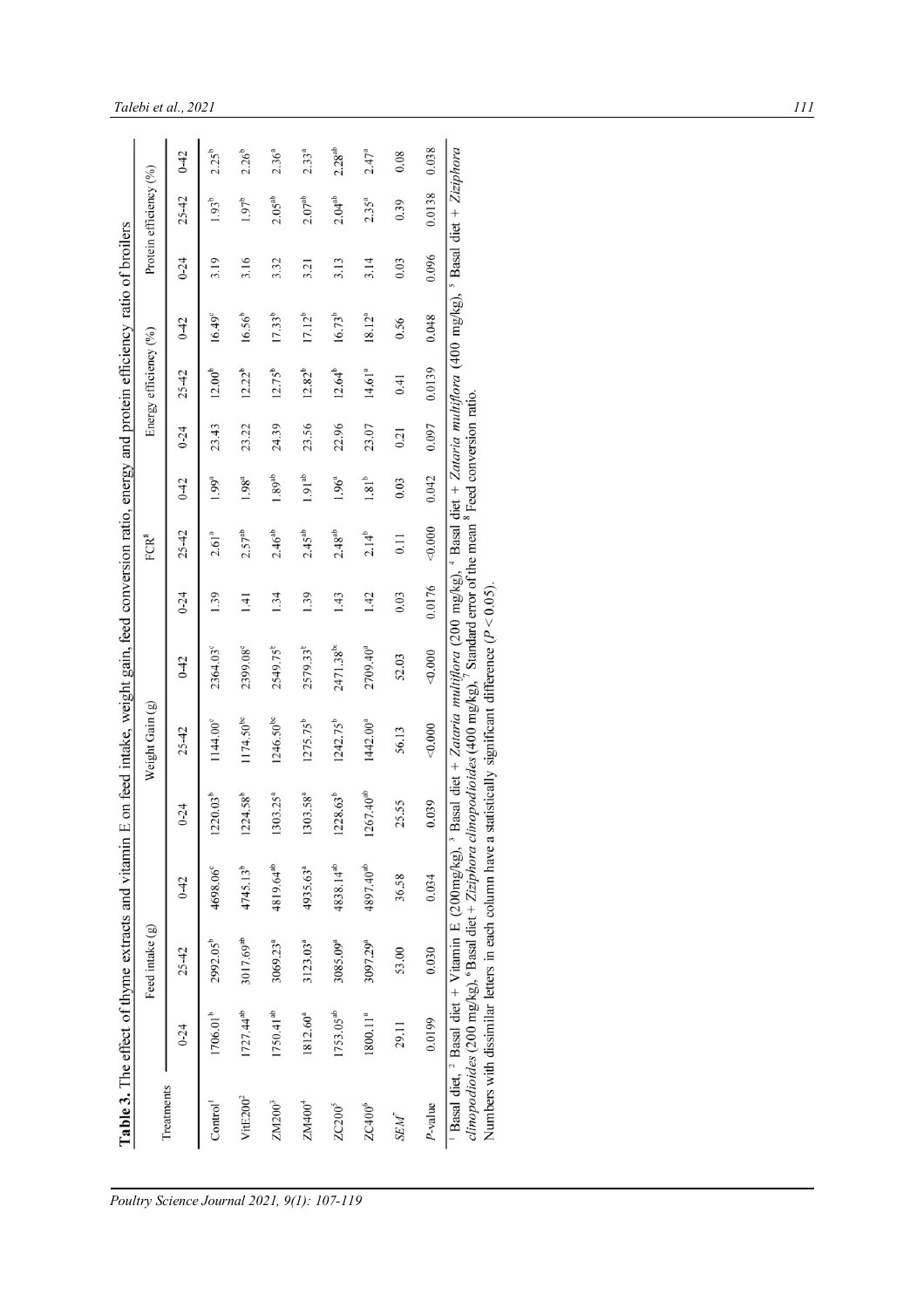**Table 3.** The effect of thyme extracts and vitamin E on feed intake, weight gain, feed conversion ratio, energy and protein efficiency ratio of broilers

| Treatments | Feed intake (g) | | | Weight Gain (g) | | | FCR[8] | | | Energy efficiency (%) | | | Protein efficiency (%) | | |
|---|---|---|---|---|---|---|---|---|---|---|---|---|---|---|---|
| | 0-24 | 25-42 | 0-42 | 0-24 | 25-42 | 0-42 | 0-24 | 25-42 | 0-42 | 0-24 | 25-42 | 0-42 | 0-24 | 25-42 | 0-42 |
| Control[1] | 1706.01[b] | 2992.05[b] | 4698.06[c] | 1220.03[b] | 1144.00[c] | 2364.03[c] | 1.39 | 2.61[a] | 1.99[a] | 23.43 | 12.00[b] | 16.49[c] | 3.19 | 1.93[b] | 2.25[b] |
| VitE200[2] | 1727.44[ab] | 3017.69[ab] | 4745.13[b] | 1224.58[b] | 1174.50[bc] | 2399.08[c] | 1.41 | 2.57[ab] | 1.98[a] | 23.22 | 12.22[b] | 16.56[b] | 3.16 | 1.97[b] | 2.26[b] |
| ZM200[3] | 1750.41[ab] | 3069.23[a] | 4819.64[ab] | 1303.25[a] | 1246.50[bc] | 2549.75[c] | 1.34 | 2.46[ab] | 1.89[ab] | 24.39 | 12.75[b] | 17.33[b] | 3.32 | 2.05[ab] | 2.36[a] |
| ZM400[4] | 1812.60[a] | 3123.03[a] | 4935.63[a] | 1303.58[a] | 1275.75[b] | 2579.33[c] | 1.39 | 2.45[ab] | 1.91[ab] | 23.56 | 12.82[b] | 17.12[b] | 3.21 | 2.07[ab] | 2.33[a] |
| ZC200[5] | 1753.05[ab] | 3085.09[a] | 4838.14[ab] | 1228.63[b] | 1242.75[b] | 2471.38[bc] | 1.43 | 2.48[ab] | 1.96[a] | 22.96 | 12.64[b] | 16.73[b] | 3.13 | 2.04[ab] | 2.28[ab] |
| ZC400[6] | 1800.11[a] | 3097.29[a] | 4897.40[ab] | 1267.40[ab] | 1442.00[a] | 2709.40[a] | 1.42 | 2.14[b] | 1.81[b] | 23.07 | 14.61[a] | 18.12[a] | 3.14 | 2.35[a] | 2.47[a] |
| SEM[7] | 29.11 | 53.00 | 36.58 | 25.55 | 56.13 | 52.03 | 0.03 | 0.11 | 0.03 | 0.21 | 0.41 | 0.56 | 0.03 | 0.39 | 0.08 |
| *P*-value | 0.0199 | 0.030 | 0.034 | 0.039 | <0.000 | <0.000 | 0.0176 | <0.000 | 0.042 | 0.097 | 0.0139 | 0.048 | 0.096 | 0.0138 | 0.038 |

[1] Basal diet, [2] Basal diet + Vitamin E (200mg/kg), [3] Basal diet + *Zataria multiflora* (200 mg/kg), [4] Basal diet + *Zataria multiflora* (400 mg/kg), [5] Basal diet + *Ziziphora clinopodioides* (200 mg/kg), [6] Basal diet + *Ziziphora clinopodioides* (400 mg/kg), [7] Standard error of the mean [8] Feed conversion ratio.
Numbers with dissimilar letters in each column have a statistically significant difference ($P < 0.05$).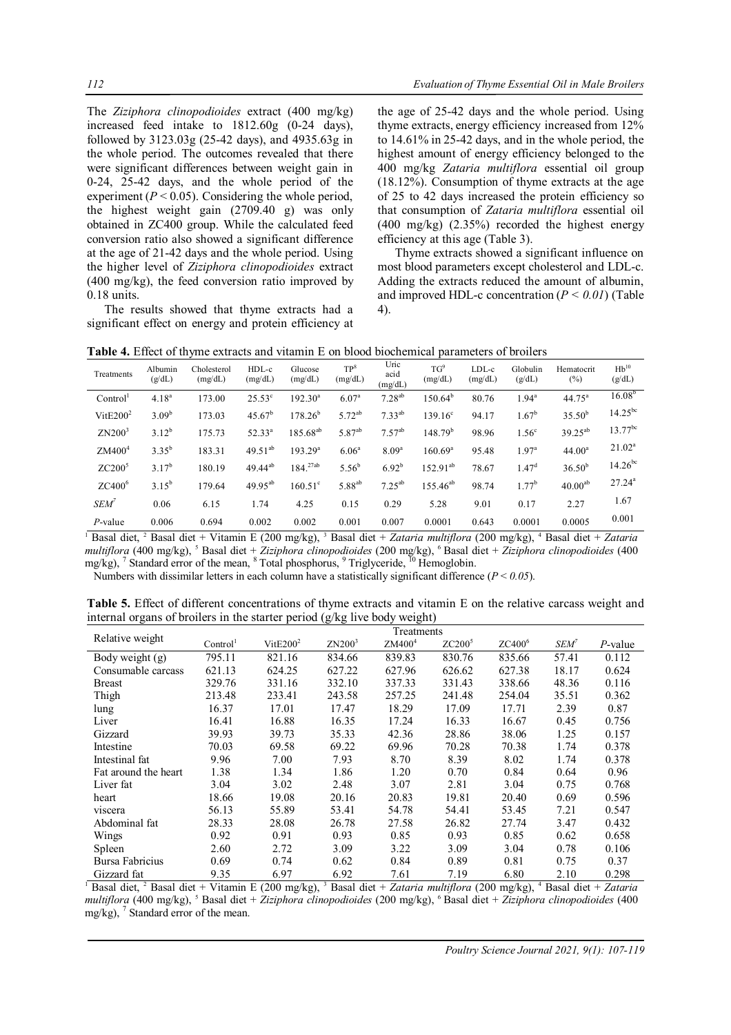The *Ziziphora clinopodioides* extract (400 mg/kg) increased feed intake to 1812.60g (0-24 days), followed by 3123.03g (25-42 days), and 4935.63g in the whole period. The outcomes revealed that there were significant differences between weight gain in 0-24, 25-42 days, and the whole period of the experiment ($P < 0.05$). Considering the whole period, the highest weight gain (2709.40 g) was only obtained in ZC400 group. While the calculated feed conversion ratio also showed a significant difference at the age of 21-42 days and the whole period. Using the higher level of *Ziziphora clinopodioides* extract (400 mg/kg), the feed conversion ratio improved by 0.18 units.

The results showed that thyme extracts had a significant effect on energy and protein efficiency at the age of 25-42 days and the whole period. Using thyme extracts, energy efficiency increased from 12% to 14.61% in 25-42 days, and in the whole period, the highest amount of energy efficiency belonged to the 400 mg/kg *Zataria multiflora* essential oil group (18.12%). Consumption of thyme extracts at the age of 25 to 42 days increased the protein efficiency so that consumption of *Zataria multiflora* essential oil (400 mg/kg) (2.35%) recorded the highest energy efficiency at this age (Table 3).

Thyme extracts showed a significant influence on most blood parameters except cholesterol and LDL-c. Adding the extracts reduced the amount of albumin, and improved HDL-c concentration ($P < 0.01$) (Table 4).

**Table 4.** Effect of thyme extracts and vitamin E on blood biochemical parameters of broilers

| Treatments | Albumin (g/dL) | Cholesterol (mg/dL) | HDL-c (mg/dL) | Glucose (mg/dL) | TP[8] (mg/dL) | Uric acid (mg/dL) | TG[9] (mg/dL) | LDL-c (mg/dL) | Globulin (g/dL) | Hematocrit (%) | Hb[10] (g/dL) |
|---|---|---|---|---|---|---|---|---|---|---|---|
| Control[1] | 4.18[a] | 173.00 | 25.53[c] | 192.30[a] | 6.07[a] | 7.28[ab] | 150.64[b] | 80.76 | 1.94[a] | 44.75[a] | 16.08[b] |
| VitE200[2] | 3.09[b] | 173.03 | 45.67[b] | 178.26[b] | 5.72[ab] | 7.33[ab] | 139.16[c] | 94.17 | 1.67[b] | 35.50[b] | 14.25[bc] |
| ZN200[3] | 3.12[b] | 175.73 | 52.33[a] | 185.68[ab] | 5.87[ab] | 7.57[ab] | 148.79[b] | 98.96 | 1.56[c] | 39.25[ab] | 13.77[bc] |
| ZM400[4] | 3.35[b] | 183.31 | 49.51[ab] | 193.29[a] | 6.06[a] | 8.09[a] | 160.69[a] | 95.48 | 1.97[a] | 44.00[a] | 21.02[a] |
| ZC200[5] | 3.17[b] | 180.19 | 49.44[ab] | 184.27[ab] | 5.56[b] | 6.92[b] | 152.91[ab] | 78.67 | 1.47[d] | 36.50[b] | 14.26[bc] |
| ZC400[6] | 3.15[b] | 179.64 | 49.95[ab] | 160.51[c] | 5.88[ab] | 7.25[ab] | 155.46[ab] | 98.74 | 1.77[b] | 40.00[ab] | 27.24[a] |
| *SEM*[7] | 0.06 | 6.15 | 1.74 | 4.25 | 0.15 | 0.29 | 5.28 | 9.01 | 0.17 | 2.27 | 1.67 |
| *P*-value | 0.006 | 0.694 | 0.002 | 0.002 | 0.001 | 0.007 | 0.0001 | 0.643 | 0.0001 | 0.0005 | 0.001 |

[1] Basal diet, [2] Basal diet + Vitamin E (200 mg/kg), [3] Basal diet + *Zataria multiflora* (200 mg/kg), [4] Basal diet + *Zataria multiflora* (400 mg/kg), [5] Basal diet + *Ziziphora clinopodioides* (200 mg/kg), [6] Basal diet + *Ziziphora clinopodioides* (400 mg/kg), [7] Standard error of the mean, [8] Total phosphorus, [9] Triglyceride, [10] Hemoglobin.

Numbers with dissimilar letters in each column have a statistically significant difference ($P < 0.05$).

**Table 5.** Effect of different concentrations of thyme extracts and vitamin E on the relative carcass weight and internal organs of broilers in the starter period (g/kg live body weight)

| Relative weight | Treatments | | | | | | | |
|---|---|---|---|---|---|---|---|---|
| | Control[1] | VitE200[2] | ZN200[3] | ZM400[4] | ZC200[5] | ZC400[6] | *SEM*[7] | *P*-value |
| Body weight (g) | 795.11 | 821.16 | 834.66 | 839.83 | 830.76 | 835.66 | 57.41 | 0.112 |
| Consumable carcass | 621.13 | 624.25 | 627.22 | 627.96 | 626.62 | 627.38 | 18.17 | 0.624 |
| Breast | 329.76 | 331.16 | 332.10 | 337.33 | 331.43 | 338.66 | 48.36 | 0.116 |
| Thigh | 213.48 | 233.41 | 243.58 | 257.25 | 241.48 | 254.04 | 35.51 | 0.362 |
| lung | 16.37 | 17.01 | 17.47 | 18.29 | 17.09 | 17.71 | 2.39 | 0.87 |
| Liver | 16.41 | 16.88 | 16.35 | 17.24 | 16.33 | 16.67 | 0.45 | 0.756 |
| Gizzard | 39.93 | 39.73 | 35.33 | 42.36 | 28.86 | 38.06 | 1.25 | 0.157 |
| Intestine | 70.03 | 69.58 | 69.22 | 69.96 | 70.28 | 70.38 | 1.74 | 0.378 |
| Intestinal fat | 9.96 | 7.00 | 7.93 | 8.70 | 8.39 | 8.02 | 1.74 | 0.378 |
| Fat around the heart | 1.38 | 1.34 | 1.86 | 1.20 | 0.70 | 0.84 | 0.64 | 0.96 |
| Liver fat | 3.04 | 3.02 | 2.48 | 3.07 | 2.81 | 3.04 | 0.75 | 0.768 |
| heart | 18.66 | 19.08 | 20.16 | 20.83 | 19.81 | 20.40 | 0.69 | 0.596 |
| viscera | 56.13 | 55.89 | 53.41 | 54.78 | 54.41 | 53.45 | 7.21 | 0.547 |
| Abdominal fat | 28.33 | 28.08 | 26.78 | 27.58 | 26.82 | 27.74 | 3.47 | 0.432 |
| Wings | 0.92 | 0.91 | 0.93 | 0.85 | 0.93 | 0.85 | 0.62 | 0.658 |
| Spleen | 2.60 | 2.72 | 3.09 | 3.22 | 3.09 | 3.04 | 0.78 | 0.106 |
| Bursa Fabricius | 0.69 | 0.74 | 0.62 | 0.84 | 0.89 | 0.81 | 0.75 | 0.37 |
| Gizzard fat | 9.35 | 6.97 | 6.92 | 7.61 | 7.19 | 6.80 | 2.10 | 0.298 |

[1] Basal diet, [2] Basal diet + Vitamin E (200 mg/kg), [3] Basal diet + *Zataria multiflora* (200 mg/kg), [4] Basal diet + *Zataria multiflora* (400 mg/kg), [5] Basal diet + *Ziziphora clinopodioides* (200 mg/kg), [6] Basal diet + *Ziziphora clinopodioides* (400 mg/kg), [7] Standard error of the mean.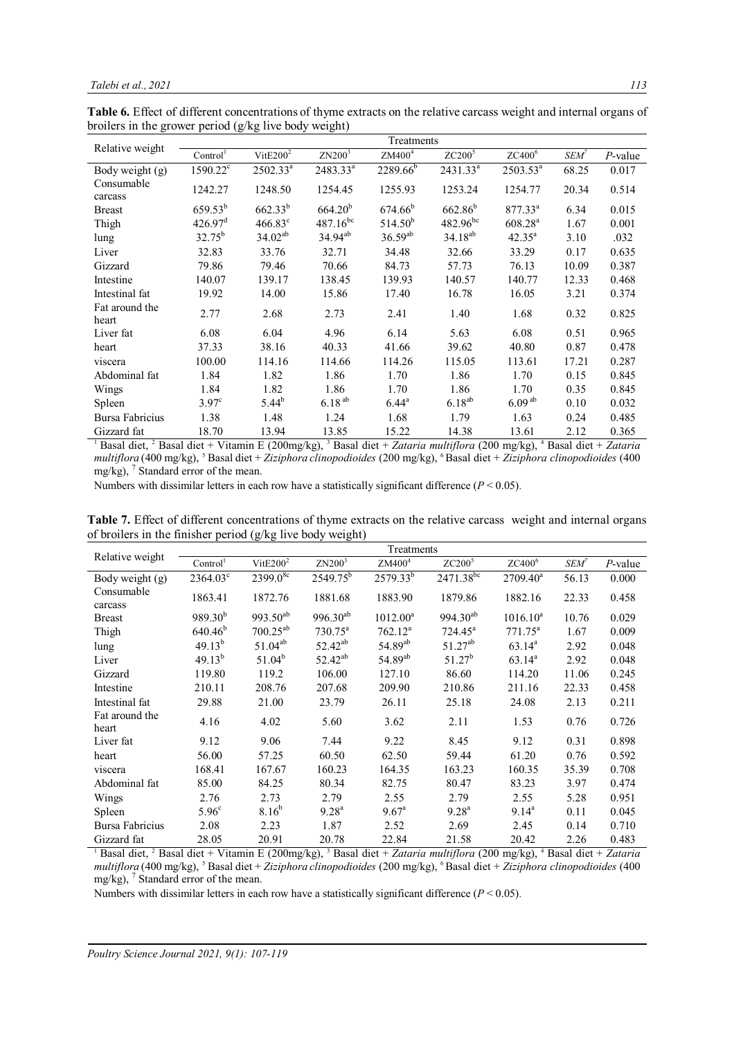**Table 6.** Effect of different concentrations of thyme extracts on the relative carcass weight and internal organs of broilers in the grower period (g/kg live body weight)

| Relative weight | Treatments | | | | | | | |
|---|---|---|---|---|---|---|---|---|
| | Control[1] | VitE200[2] | ZN200[3] | ZM400[4] | ZC200[5] | ZC400[6] | *SEM*[7] | *P*-value |
| Body weight (g) | 1590.22[c] | 2502.33[a] | 2483.33[a] | 2289.66[b] | 2431.33[a] | 2503.53[a] | 68.25 | 0.017 |
| Consumable carcass | 1242.27 | 1248.50 | 1254.45 | 1255.93 | 1253.24 | 1254.77 | 20.34 | 0.514 |
| Breast | 659.53[b] | 662.33[b] | 664.20[b] | 674.66[b] | 662.86[b] | 877.33[a] | 6.34 | 0.015 |
| Thigh | 426.97[d] | 466.83[c] | 487.16[bc] | 514.50[b] | 482.96[bc] | 608.28[a] | 1.67 | 0.001 |
| lung | 32.75[b] | 34.02[ab] | 34.94[ab] | 36.59[ab] | 34.18[ab] | 42.35[a] | 3.10 | .032 |
| Liver | 32.83 | 33.76 | 32.71 | 34.48 | 32.66 | 33.29 | 0.17 | 0.635 |
| Gizzard | 79.86 | 79.46 | 70.66 | 84.73 | 57.73 | 76.13 | 10.09 | 0.387 |
| Intestine | 140.07 | 139.17 | 138.45 | 139.93 | 140.57 | 140.77 | 12.33 | 0.468 |
| Intestinal fat | 19.92 | 14.00 | 15.86 | 17.40 | 16.78 | 16.05 | 3.21 | 0.374 |
| Fat around the heart | 2.77 | 2.68 | 2.73 | 2.41 | 1.40 | 1.68 | 0.32 | 0.825 |
| Liver fat | 6.08 | 6.04 | 4.96 | 6.14 | 5.63 | 6.08 | 0.51 | 0.965 |
| heart | 37.33 | 38.16 | 40.33 | 41.66 | 39.62 | 40.80 | 0.87 | 0.478 |
| viscera | 100.00 | 114.16 | 114.66 | 114.26 | 115.05 | 113.61 | 17.21 | 0.287 |
| Abdominal fat | 1.84 | 1.82 | 1.86 | 1.70 | 1.86 | 1.70 | 0.15 | 0.845 |
| Wings | 1.84 | 1.82 | 1.86 | 1.70 | 1.86 | 1.70 | 0.35 | 0.845 |
| Spleen | 3.97[c] | 5.44[b] | 6.18[ab] | 6.44[a] | 6.18[ab] | 6.09[ab] | 0.10 | 0.032 |
| Bursa Fabricius | 1.38 | 1.48 | 1.24 | 1.68 | 1.79 | 1.63 | 0.24 | 0.485 |
| Gizzard fat | 18.70 | 13.94 | 13.85 | 15.22 | 14.38 | 13.61 | 2.12 | 0.365 |

[1] Basal diet, [2] Basal diet + Vitamin E (200mg/kg), [3] Basal diet + *Zataria multiflora* (200 mg/kg), [4] Basal diet + *Zataria multiflora* (400 mg/kg), [5] Basal diet + *Ziziphora clinopodioides* (200 mg/kg), [6] Basal diet + *Ziziphora clinopodioides* (400 mg/kg), [7] Standard error of the mean.

Numbers with dissimilar letters in each row have a statistically significant difference ($P < 0.05$).

**Table 7.** Effect of different concentrations of thyme extracts on the relative carcass weight and internal organs of broilers in the finisher period (g/kg live body weight)

| Relative weight | Treatments | | | | | | | |
|---|---|---|---|---|---|---|---|---|
| | Control[1] | VitE200[2] | ZN200[3] | ZM400[4] | ZC200[5] | ZC400[6] | *SEM*[7] | *P*-value |
| Body weight (g) | 2364.03[c] | 2399.0[8c] | 2549.75[b] | 2579.33[b] | 2471.38[bc] | 2709.40[a] | 56.13 | 0.000 |
| Consumable carcass | 1863.41 | 1872.76 | 1881.68 | 1883.90 | 1879.86 | 1882.16 | 22.33 | 0.458 |
| Breast | 989.30[b] | 993.50[ab] | 996.30[ab] | 1012.00[a] | 994.30[ab] | 1016.10[a] | 10.76 | 0.029 |
| Thigh | 640.46[b] | 700.25[ab] | 730.75[a] | 762.12[a] | 724.45[a] | 771.75[a] | 1.67 | 0.009 |
| lung | 49.13[b] | 51.04[ab] | 52.42[ab] | 54.89[ab] | 51.27[ab] | 63.14[a] | 2.92 | 0.048 |
| Liver | 49.13[b] | 51.04[b] | 52.42[ab] | 54.89[ab] | 51.27[b] | 63.14[a] | 2.92 | 0.048 |
| Gizzard | 119.80 | 119.2 | 106.00 | 127.10 | 86.60 | 114.20 | 11.06 | 0.245 |
| Intestine | 210.11 | 208.76 | 207.68 | 209.90 | 210.86 | 211.16 | 22.33 | 0.458 |
| Intestinal fat | 29.88 | 21.00 | 23.79 | 26.11 | 25.18 | 24.08 | 2.13 | 0.211 |
| Fat around the heart | 4.16 | 4.02 | 5.60 | 3.62 | 2.11 | 1.53 | 0.76 | 0.726 |
| Liver fat | 9.12 | 9.06 | 7.44 | 9.22 | 8.45 | 9.12 | 0.31 | 0.898 |
| heart | 56.00 | 57.25 | 60.50 | 62.50 | 59.44 | 61.20 | 0.76 | 0.592 |
| viscera | 168.41 | 167.67 | 160.23 | 164.35 | 163.23 | 160.35 | 35.39 | 0.708 |
| Abdominal fat | 85.00 | 84.25 | 80.34 | 82.75 | 80.47 | 83.23 | 3.97 | 0.474 |
| Wings | 2.76 | 2.73 | 2.79 | 2.55 | 2.79 | 2.55 | 5.28 | 0.951 |
| Spleen | 5.96[c] | 8.16[b] | 9.28[a] | 9.67[a] | 9.28[a] | 9.14[a] | 0.11 | 0.045 |
| Bursa Fabricius | 2.08 | 2.23 | 1.87 | 2.52 | 2.69 | 2.45 | 0.14 | 0.710 |
| Gizzard fat | 28.05 | 20.91 | 20.78 | 22.84 | 21.58 | 20.42 | 2.26 | 0.483 |

[1] Basal diet, [2] Basal diet + Vitamin E (200mg/kg), [3] Basal diet + *Zataria multiflora* (200 mg/kg), [4] Basal diet + *Zataria multiflora* (400 mg/kg), [5] Basal diet + *Ziziphora clinopodioides* (200 mg/kg), [6] Basal diet + *Ziziphora clinopodioides* (400 mg/kg), [7] Standard error of the mean.

Numbers with dissimilar letters in each row have a statistically significant difference ($P < 0.05$).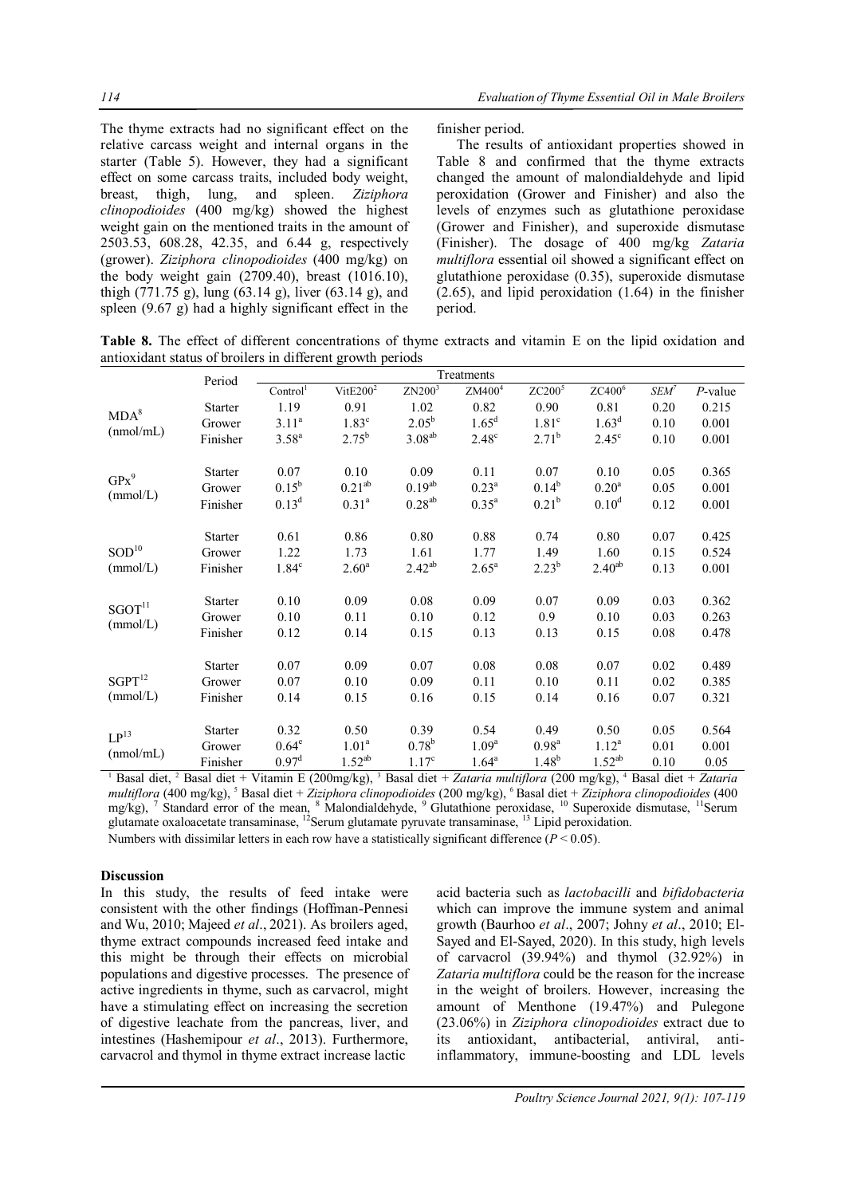The thyme extracts had no significant effect on the relative carcass weight and internal organs in the starter (Table 5). However, they had a significant effect on some carcass traits, included body weight, breast, thigh, lung, and spleen. *Ziziphora clinopodioides* (400 mg/kg) showed the highest weight gain on the mentioned traits in the amount of 2503.53, 608.28, 42.35, and 6.44 g, respectively (grower). *Ziziphora clinopodioides* (400 mg/kg) on the body weight gain (2709.40), breast (1016.10), thigh (771.75 g), lung (63.14 g), liver (63.14 g), and spleen (9.67 g) had a highly significant effect in the finisher period.

The results of antioxidant properties showed in Table 8 and confirmed that the thyme extracts changed the amount of malondialdehyde and lipid peroxidation (Grower and Finisher) and also the levels of enzymes such as glutathione peroxidase (Grower and Finisher), and superoxide dismutase (Finisher). The dosage of 400 mg/kg *Zataria multiflora* essential oil showed a significant effect on glutathione peroxidase (0.35), superoxide dismutase (2.65), and lipid peroxidation (1.64) in the finisher period.

**Table 8.** The effect of different concentrations of thyme extracts and vitamin E on the lipid oxidation and antioxidant status of broilers in different growth periods

| | Period | Treatments | | | | | | | |
|---|---|---|---|---|---|---|---|---|---|
| | | Control[1] | VitE200[2] | ZN200[3] | ZM400[4] | ZC200[5] | ZC400[6] | SEM[7] | P-value |
| MDA[8] (nmol/mL) | Starter | 1.19 | 0.91 | 1.02 | 0.82 | 0.90 | 0.81 | 0.20 | 0.215 |
| | Grower | 3.11[a] | 1.83[c] | 2.05[b] | 1.65[d] | 1.81[c] | 1.63[d] | 0.10 | 0.001 |
| | Finisher | 3.58[a] | 2.75[b] | 3.08[ab] | 2.48[c] | 2.71[b] | 2.45[c] | 0.10 | 0.001 |
| GPx[9] (mmol/L) | Starter | 0.07 | 0.10 | 0.09 | 0.11 | 0.07 | 0.10 | 0.05 | 0.365 |
| | Grower | 0.15[b] | 0.21[ab] | 0.19[ab] | 0.23[a] | 0.14[b] | 0.20[a] | 0.05 | 0.001 |
| | Finisher | 0.13[d] | 0.31[a] | 0.28[ab] | 0.35[a] | 0.21[b] | 0.10[d] | 0.12 | 0.001 |
| SOD[10] (mmol/L) | Starter | 0.61 | 0.86 | 0.80 | 0.88 | 0.74 | 0.80 | 0.07 | 0.425 |
| | Grower | 1.22 | 1.73 | 1.61 | 1.77 | 1.49 | 1.60 | 0.15 | 0.524 |
| | Finisher | 1.84[c] | 2.60[a] | 2.42[ab] | 2.65[a] | 2.23[b] | 2.40[ab] | 0.13 | 0.001 |
| SGOT[11] (mmol/L) | Starter | 0.10 | 0.09 | 0.08 | 0.09 | 0.07 | 0.09 | 0.03 | 0.362 |
| | Grower | 0.10 | 0.11 | 0.10 | 0.12 | 0.9 | 0.10 | 0.03 | 0.263 |
| | Finisher | 0.12 | 0.14 | 0.15 | 0.13 | 0.13 | 0.15 | 0.08 | 0.478 |
| SGPT[12] (mmol/L) | Starter | 0.07 | 0.09 | 0.07 | 0.08 | 0.08 | 0.07 | 0.02 | 0.489 |
| | Grower | 0.07 | 0.10 | 0.09 | 0.11 | 0.10 | 0.11 | 0.02 | 0.385 |
| | Finisher | 0.14 | 0.15 | 0.16 | 0.15 | 0.14 | 0.16 | 0.07 | 0.321 |
| LP[13] (nmol/mL) | Starter | 0.32 | 0.50 | 0.39 | 0.54 | 0.49 | 0.50 | 0.05 | 0.564 |
| | Grower | 0.64[e] | 1.01[a] | 0.78[b] | 1.09[a] | 0.98[a] | 1.12[a] | 0.01 | 0.001 |
| | Finisher | 0.97[d] | 1.52[ab] | 1.17[c] | 1.64[a] | 1.48[b] | 1.52[ab] | 0.10 | 0.05 |

[1] Basal diet, [2] Basal diet + Vitamin E (200mg/kg), [3] Basal diet + *Zataria multiflora* (200 mg/kg), [4] Basal diet + *Zataria multiflora* (400 mg/kg), [5] Basal diet + *Ziziphora clinopodioides* (200 mg/kg), [6] Basal diet + *Ziziphora clinopodioides* (400 mg/kg), [7] Standard error of the mean, [8] Malondialdehyde, [9] Glutathione peroxidase, [10] Superoxide dismutase, [11] Serum glutamate oxaloacetate transaminase, [12] Serum glutamate pyruvate transaminase, [13] Lipid peroxidation.

Numbers with dissimilar letters in each row have a statistically significant difference ($P < 0.05$).

## Discussion

In this study, the results of feed intake were consistent with the other findings (Hoffman-Pennesi and Wu, 2010; Majeed *et al*., 2021). As broilers aged, thyme extract compounds increased feed intake and this might be through their effects on microbial populations and digestive processes. The presence of active ingredients in thyme, such as carvacrol, might have a stimulating effect on increasing the secretion of digestive leachate from the pancreas, liver, and intestines (Hashemipour *et al*., 2013). Furthermore, carvacrol and thymol in thyme extract increase lactic acid bacteria such as *lactobacilli* and *bifidobacteria* which can improve the immune system and animal growth (Baurhoo *et al*., 2007; Johny *et al*., 2010; El-Sayed and El-Sayed, 2020). In this study, high levels of carvacrol (39.94%) and thymol (32.92%) in *Zataria multiflora* could be the reason for the increase in the weight of broilers. However, increasing the amount of Menthone (19.47%) and Pulegone (23.06%) in *Ziziphora clinopodioides* extract due to its antioxidant, antibacterial, antiviral, anti-inflammatory, immune-boosting and LDL levels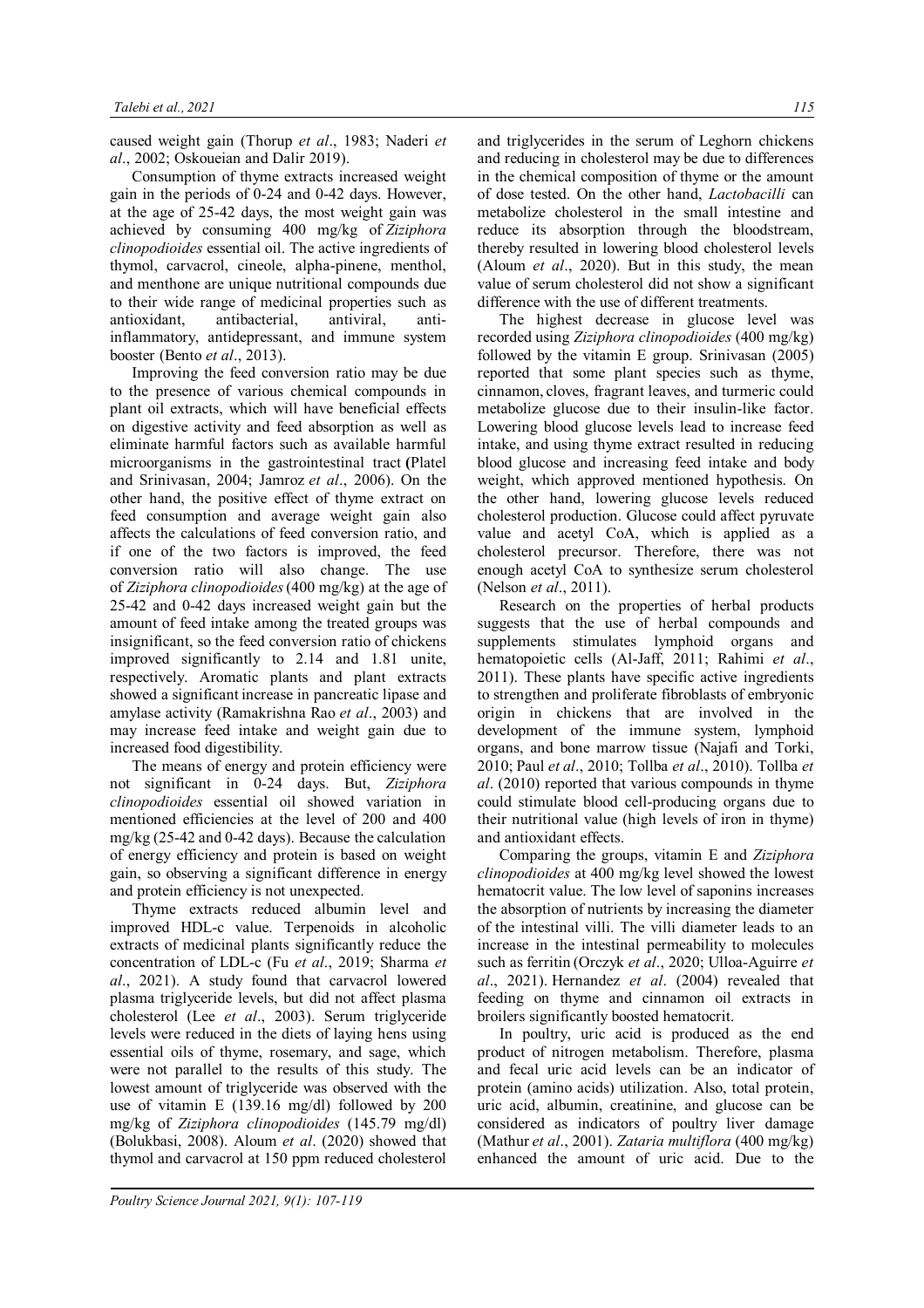caused weight gain (Thorup *et al*., 1983; Naderi *et al*., 2002; Oskoueian and Dalir 2019).

Consumption of thyme extracts increased weight gain in the periods of 0-24 and 0-42 days. However, at the age of 25-42 days, the most weight gain was achieved by consuming 400 mg/kg of *Ziziphora clinopodioides* essential oil. The active ingredients of thymol, carvacrol, cineole, alpha-pinene, menthol, and menthone are unique nutritional compounds due to their wide range of medicinal properties such as antioxidant, antibacterial, antiviral, anti-inflammatory, antidepressant, and immune system booster (Bento *et al*., 2013).

Improving the feed conversion ratio may be due to the presence of various chemical compounds in plant oil extracts, which will have beneficial effects on digestive activity and feed absorption as well as eliminate harmful factors such as available harmful microorganisms in the gastrointestinal tract (Platel and Srinivasan, 2004; Jamroz *et al*., 2006). On the other hand, the positive effect of thyme extract on feed consumption and average weight gain also affects the calculations of feed conversion ratio, and if one of the two factors is improved, the feed conversion ratio will also change. The use of *Ziziphora clinopodioides* (400 mg/kg) at the age of 25-42 and 0-42 days increased weight gain but the amount of feed intake among the treated groups was insignificant, so the feed conversion ratio of chickens improved significantly to 2.14 and 1.81 unite, respectively. Aromatic plants and plant extracts showed a significant increase in pancreatic lipase and amylase activity (Ramakrishna Rao *et al*., 2003) and may increase feed intake and weight gain due to increased food digestibility.

The means of energy and protein efficiency were not significant in 0-24 days. But, *Ziziphora clinopodioides* essential oil showed variation in mentioned efficiencies at the level of 200 and 400 mg/kg (25-42 and 0-42 days). Because the calculation of energy efficiency and protein is based on weight gain, so observing a significant difference in energy and protein efficiency is not unexpected.

Thyme extracts reduced albumin level and improved HDL-c value. Terpenoids in alcoholic extracts of medicinal plants significantly reduce the concentration of LDL-c (Fu *et al*., 2019; Sharma *et al*., 2021). A study found that carvacrol lowered plasma triglyceride levels, but did not affect plasma cholesterol (Lee *et al*., 2003). Serum triglyceride levels were reduced in the diets of laying hens using essential oils of thyme, rosemary, and sage, which were not parallel to the results of this study. The lowest amount of triglyceride was observed with the use of vitamin E (139.16 mg/dl) followed by 200 mg/kg of *Ziziphora clinopodioides* (145.79 mg/dl) (Bolukbasi, 2008). Aloum *et al*. (2020) showed that thymol and carvacrol at 150 ppm reduced cholesterol and triglycerides in the serum of Leghorn chickens and reducing in cholesterol may be due to differences in the chemical composition of thyme or the amount of dose tested. On the other hand, *Lactobacilli* can metabolize cholesterol in the small intestine and reduce its absorption through the bloodstream, thereby resulted in lowering blood cholesterol levels (Aloum *et al*., 2020). But in this study, the mean value of serum cholesterol did not show a significant difference with the use of different treatments.

The highest decrease in glucose level was recorded using *Ziziphora clinopodioides* (400 mg/kg) followed by the vitamin E group. Srinivasan (2005) reported that some plant species such as thyme, cinnamon, cloves, fragrant leaves, and turmeric could metabolize glucose due to their insulin-like factor. Lowering blood glucose levels lead to increase feed intake, and using thyme extract resulted in reducing blood glucose and increasing feed intake and body weight, which approved mentioned hypothesis. On the other hand, lowering glucose levels reduced cholesterol production. Glucose could affect pyruvate value and acetyl CoA, which is applied as a cholesterol precursor. Therefore, there was not enough acetyl CoA to synthesize serum cholesterol (Nelson *et al*., 2011).

Research on the properties of herbal products suggests that the use of herbal compounds and supplements stimulates lymphoid organs and hematopoietic cells (Al-Jaff, 2011; Rahimi *et al*., 2011). These plants have specific active ingredients to strengthen and proliferate fibroblasts of embryonic origin in chickens that are involved in the development of the immune system, lymphoid organs, and bone marrow tissue (Najafi and Torki, 2010; Paul *et al*., 2010; Tollba *et al*., 2010). Tollba *et al*. (2010) reported that various compounds in thyme could stimulate blood cell-producing organs due to their nutritional value (high levels of iron in thyme) and antioxidant effects.

Comparing the groups, vitamin E and *Ziziphora clinopodioides* at 400 mg/kg level showed the lowest hematocrit value. The low level of saponins increases the absorption of nutrients by increasing the diameter of the intestinal villi. The villi diameter leads to an increase in the intestinal permeability to molecules such as ferritin (Orczyk *et al*., 2020; Ulloa-Aguirre *et al*., 2021). Hernandez *et al*. (2004) revealed that feeding on thyme and cinnamon oil extracts in broilers significantly boosted hematocrit.

In poultry, uric acid is produced as the end product of nitrogen metabolism. Therefore, plasma and fecal uric acid levels can be an indicator of protein (amino acids) utilization. Also, total protein, uric acid, albumin, creatinine, and glucose can be considered as indicators of poultry liver damage (Mathur *et al*., 2001). *Zataria multiflora* (400 mg/kg) enhanced the amount of uric acid. Due to the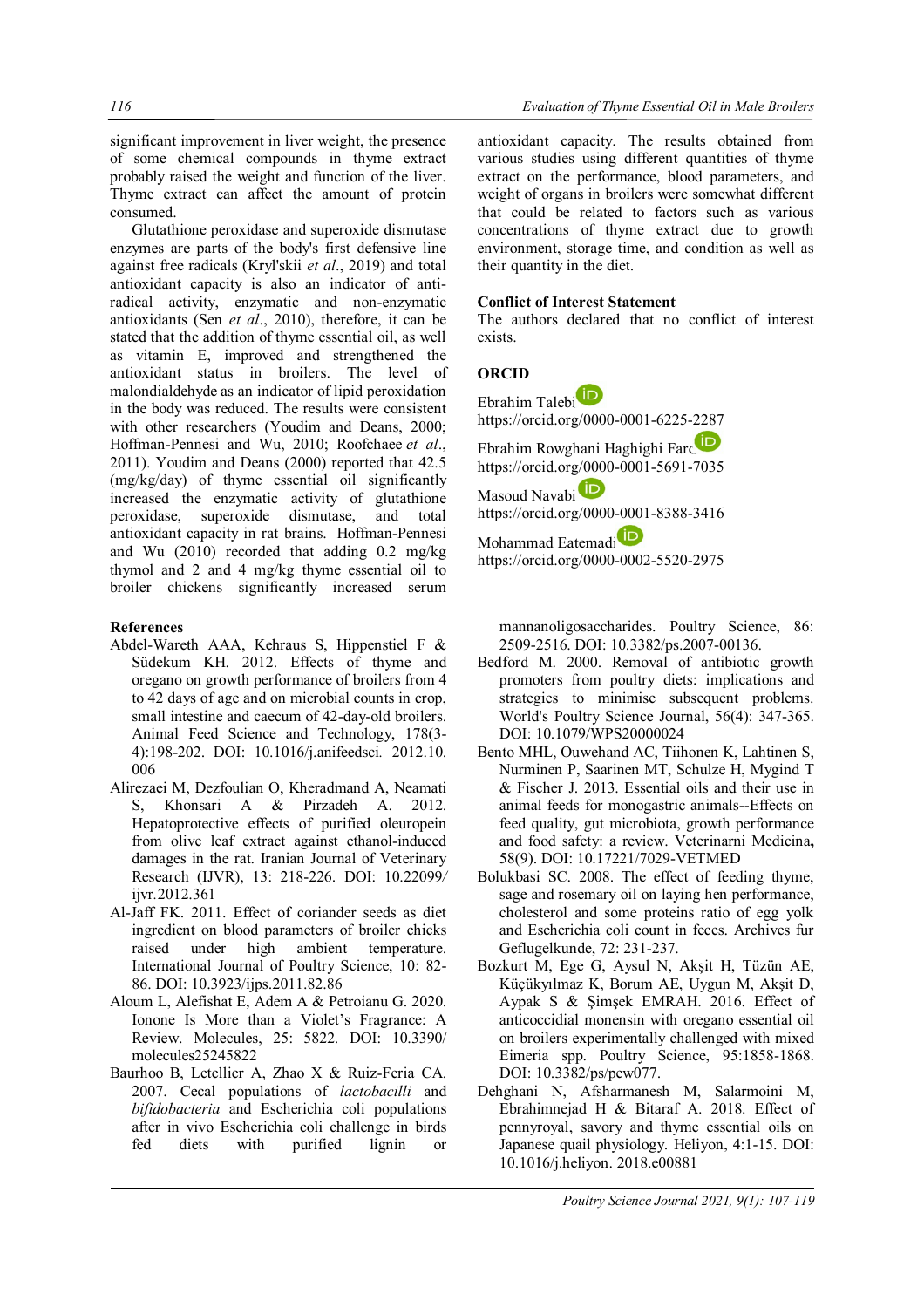significant improvement in liver weight, the presence of some chemical compounds in thyme extract probably raised the weight and function of the liver. Thyme extract can affect the amount of protein consumed.

Glutathione peroxidase and superoxide dismutase enzymes are parts of the body's first defensive line against free radicals (Kryl'skii *et al*., 2019) and total antioxidant capacity is also an indicator of anti-radical activity, enzymatic and non-enzymatic antioxidants (Sen *et al*., 2010), therefore, it can be stated that the addition of thyme essential oil, as well as vitamin E, improved and strengthened the antioxidant status in broilers. The level of malondialdehyde as an indicator of lipid peroxidation in the body was reduced. The results were consistent with other researchers (Youdim and Deans, 2000; Hoffman-Pennesi and Wu, 2010; Roofchaee *et al*., 2011). Youdim and Deans (2000) reported that 42.5 (mg/kg/day) of thyme essential oil significantly increased the enzymatic activity of glutathione peroxidase, superoxide dismutase, and total antioxidant capacity in rat brains. Hoffman-Pennesi and Wu (2010) recorded that adding 0.2 mg/kg thymol and 2 and 4 mg/kg thyme essential oil to broiler chickens significantly increased serum antioxidant capacity. The results obtained from various studies using different quantities of thyme extract on the performance, blood parameters, and weight of organs in broilers were somewhat different that could be related to factors such as various concentrations of thyme extract due to growth environment, storage time, and condition as well as their quantity in the diet.

## Conflict of Interest Statement

The authors declared that no conflict of interest exists.

## ORCID

Ebrahim Talebi
https://orcid.org/0000-0001-6225-2287

Ebrahim Rowghani Haghighi Fard
https://orcid.org/0000-0001-5691-7035

Masoud Navabi
https://orcid.org/0000-0001-8388-3416

Mohammad Eatemadi
https://orcid.org/0000-0002-5520-2975

## References

Abdel-Wareth AAA, Kehraus S, Hippenstiel F & Südekum KH. 2012. Effects of thyme and oregano on growth performance of broilers from 4 to 42 days of age and on microbial counts in crop, small intestine and caecum of 42-day-old broilers. Animal Feed Science and Technology, 178(3-4):198-202. DOI: 10.1016/j.anifeedsci. 2012.10. 006

Alirezaei M, Dezfoulian O, Kheradmand A, Neamati S, Khonsari A & Pirzadeh A. 2012. Hepatoprotective effects of purified oleuropein from olive leaf extract against ethanol-induced damages in the rat. Iranian Journal of Veterinary Research (IJVR), 13: 218-226. DOI: 10.22099/ ijvr.2012.361

Al-Jaff FK. 2011. Effect of coriander seeds as diet ingredient on blood parameters of broiler chicks raised under high ambient temperature. International Journal of Poultry Science, 10: 82-86. DOI: 10.3923/ijps.2011.82.86

Aloum L, Alefishat E, Adem A & Petroianu G. 2020. Ionone Is More than a Violet's Fragrance: A Review. Molecules, 25: 5822. DOI: 10.3390/ molecules25245822

Baurhoo B, Letellier A, Zhao X & Ruiz-Feria CA. 2007. Cecal populations of *lactobacilli* and *bifidobacteria* and Escherichia coli populations after in vivo Escherichia coli challenge in birds fed diets with purified lignin or mannanoligosaccharides. Poultry Science, 86: 2509-2516. DOI: 10.3382/ps.2007-00136.

Bedford M. 2000. Removal of antibiotic growth promoters from poultry diets: implications and strategies to minimise subsequent problems. World's Poultry Science Journal, 56(4): 347-365. DOI: 10.1079/WPS20000024

Bento MHL, Ouwehand AC, Tiihonen K, Lahtinen S, Nurminen P, Saarinen MT, Schulze H, Mygind T & Fischer J. 2013. Essential oils and their use in animal feeds for monogastric animals--Effects on feed quality, gut microbiota, growth performance and food safety: a review. Veterinarni Medicina**,** 58(9). DOI: 10.17221/7029-VETMED

Bolukbasi SC. 2008. The effect of feeding thyme, sage and rosemary oil on laying hen performance, cholesterol and some proteins ratio of egg yolk and Escherichia coli count in feces. Archives fur Geflugelkunde, 72: 231-237.

Bozkurt M, Ege G, Aysul N, Akşit H, Tüzün AE, Küçükyılmaz K, Borum AE, Uygun M, Akşit D, Aypak S & Şimşek EMRAH. 2016. Effect of anticoccidial monensin with oregano essential oil on broilers experimentally challenged with mixed Eimeria spp. Poultry Science, 95:1858-1868. DOI: 10.3382/ps/pew077.

Dehghani N, Afsharmanesh M, Salarmoini M, Ebrahimnejad H & Bitaraf A. 2018. Effect of pennyroyal, savory and thyme essential oils on Japanese quail physiology. Heliyon, 4:1-15. DOI: 10.1016/j.heliyon. 2018.e00881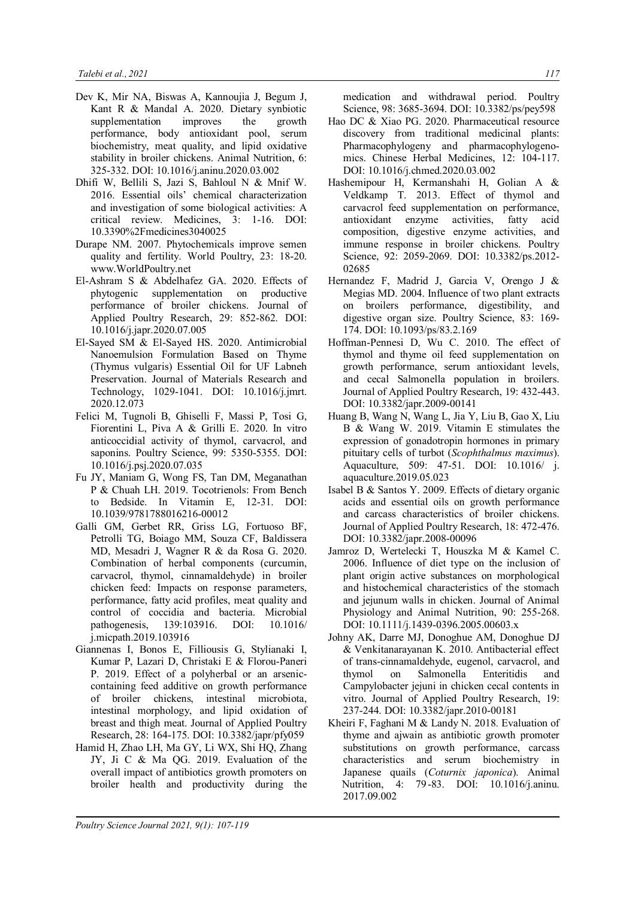Dev K, Mir NA, Biswas A, Kannoujia J, Begum J, Kant R & Mandal A. 2020. Dietary synbiotic supplementation improves the growth performance, body antioxidant pool, serum biochemistry, meat quality, and lipid oxidative stability in broiler chickens. Animal Nutrition, 6: 325-332. DOI: 10.1016/j.aninu.2020.03.002

Dhifi W, Bellili S, Jazi S, Bahloul N & Mnif W. 2016. Essential oils' chemical characterization and investigation of some biological activities: A critical review. Medicines, 3: 1-16. DOI: 10.3390%2Fmedicines3040025

Durape NM. 2007. Phytochemicals improve semen quality and fertility. World Poultry, 23: 18-20. www.WorldPoultry.net

El-Ashram S & Abdelhafez GA. 2020. Effects of phytogenic supplementation on productive performance of broiler chickens. Journal of Applied Poultry Research, 29: 852-862. DOI: 10.1016/j.japr.2020.07.005

El-Sayed SM & El-Sayed HS. 2020. Antimicrobial Nanoemulsion Formulation Based on Thyme (Thymus vulgaris) Essential Oil for UF Labneh Preservation. Journal of Materials Research and Technology, 1029-1041. DOI: 10.1016/j.jmrt.2020.12.073

Felici M, Tugnoli B, Ghiselli F, Massi P, Tosi G, Fiorentini L, Piva A & Grilli E. 2020. In vitro anticoccidial activity of thymol, carvacrol, and saponins. Poultry Science, 99: 5350-5355. DOI: 10.1016/j.psj.2020.07.035

Fu JY, Maniam G, Wong FS, Tan DM, Meganathan P & Chuah LH. 2019. Tocotrienols: From Bench to Bedside. In Vitamin E, 12-31. DOI: 10.1039/9781788016216-00012

Galli GM, Gerbet RR, Griss LG, Fortuoso BF, Petrolli TG, Boiago MM, Souza CF, Baldissera MD, Mesadri J, Wagner R & da Rosa G. 2020. Combination of herbal components (curcumin, carvacrol, thymol, cinnamaldehyde) in broiler chicken feed: Impacts on response parameters, performance, fatty acid profiles, meat quality and control of coccidia and bacteria. Microbial pathogenesis, 139:103916. DOI: 10.1016/j.micpath.2019.103916

Giannenas I, Bonos E, Filliousis G, Stylianaki I, Kumar P, Lazari D, Christaki E & Florou-Paneri P. 2019. Effect of a polyherbal or an arsenic-containing feed additive on growth performance of broiler chickens, intestinal microbiota, intestinal morphology, and lipid oxidation of breast and thigh meat. Journal of Applied Poultry Research, 28: 164-175. DOI: 10.3382/japr/pfy059

Hamid H, Zhao LH, Ma GY, Li WX, Shi HQ, Zhang JY, Ji C & Ma QG. 2019. Evaluation of the overall impact of antibiotics growth promoters on broiler health and productivity during the medication and withdrawal period. Poultry Science, 98: 3685-3694. DOI: 10.3382/ps/pey598

Hao DC & Xiao PG. 2020. Pharmaceutical resource discovery from traditional medicinal plants: Pharmacophylogeny and pharmacophylogenomics. Chinese Herbal Medicines, 12: 104-117. DOI: 10.1016/j.chmed.2020.03.002

Hashemipour H, Kermanshahi H, Golian A & Veldkamp T. 2013. Effect of thymol and carvacrol feed supplementation on performance, antioxidant enzyme activities, fatty acid composition, digestive enzyme activities, and immune response in broiler chickens. Poultry Science, 92: 2059-2069. DOI: 10.3382/ps.2012-02685

Hernandez F, Madrid J, Garcia V, Orengo J & Megias MD. 2004. Influence of two plant extracts on broilers performance, digestibility, and digestive organ size. Poultry Science, 83: 169-174. DOI: 10.1093/ps/83.2.169

Hoffman-Pennesi D, Wu C. 2010. The effect of thymol and thyme oil feed supplementation on growth performance, serum antioxidant levels, and cecal Salmonella population in broilers. Journal of Applied Poultry Research, 19: 432-443. DOI: 10.3382/japr.2009-00141

Huang B, Wang N, Wang L, Jia Y, Liu B, Gao X, Liu B & Wang W. 2019. Vitamin E stimulates the expression of gonadotropin hormones in primary pituitary cells of turbot (*Scophthalmus maximus*). Aquaculture, 509: 47-51. DOI: 10.1016/j.aquaculture.2019.05.023

Isabel B & Santos Y. 2009. Effects of dietary organic acids and essential oils on growth performance and carcass characteristics of broiler chickens. Journal of Applied Poultry Research, 18: 472-476. DOI: 10.3382/japr.2008-00096

Jamroz D, Wertelecki T, Houszka M & Kamel C. 2006. Influence of diet type on the inclusion of plant origin active substances on morphological and histochemical characteristics of the stomach and jejunum walls in chicken. Journal of Animal Physiology and Animal Nutrition, 90: 255-268. DOI: 10.1111/j.1439-0396.2005.00603.x

Johny AK, Darre MJ, Donoghue AM, Donoghue DJ & Venkitanarayanan K. 2010. Antibacterial effect of trans-cinnamaldehyde, eugenol, carvacrol, and thymol on Salmonella Enteritidis and Campylobacter jejuni in chicken cecal contents in vitro. Journal of Applied Poultry Research, 19: 237-244. DOI: 10.3382/japr.2010-00181

Kheiri F, Faghani M & Landy N. 2018. Evaluation of thyme and ajwain as antibiotic growth promoter substitutions on growth performance, carcass characteristics and serum biochemistry in Japanese quails (*Coturnix japonica*). Animal Nutrition, 4: 79-83. DOI: 10.1016/j.aninu.2017.09.002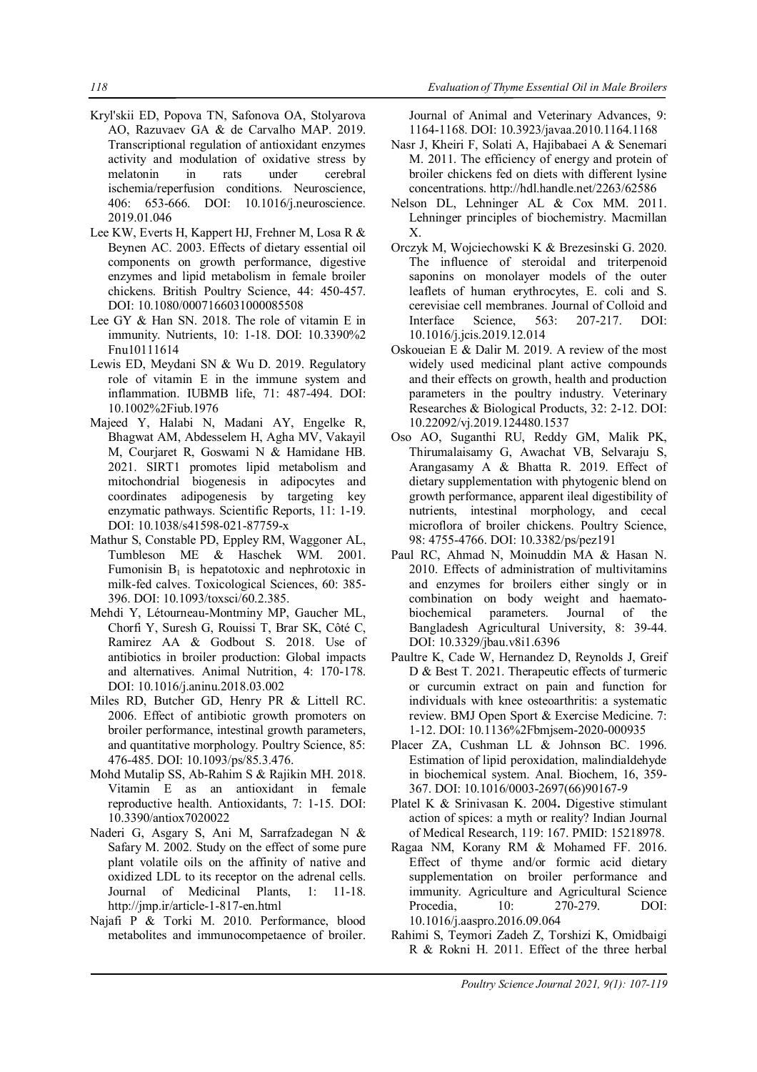Kryl'skii ED, Popova TN, Safonova OA, Stolyarova AO, Razuvaev GA & de Carvalho MAP. 2019. Transcriptional regulation of antioxidant enzymes activity and modulation of oxidative stress by melatonin in rats under cerebral ischemia/reperfusion conditions. Neuroscience, 406: 653-666. DOI: 10.1016/j.neuroscience. 2019.01.046

Lee KW, Everts H, Kappert HJ, Frehner M, Losa R & Beynen AC. 2003. Effects of dietary essential oil components on growth performance, digestive enzymes and lipid metabolism in female broiler chickens. British Poultry Science, 44: 450-457. DOI: 10.1080/0007166031000085508

Lee GY & Han SN. 2018. The role of vitamin E in immunity. Nutrients, 10: 1-18. DOI: 10.3390%2 Fnu10111614

Lewis ED, Meydani SN & Wu D. 2019. Regulatory role of vitamin E in the immune system and inflammation. IUBMB life, 71: 487-494. DOI: 10.1002%2Fiub.1976

Majeed Y, Halabi N, Madani AY, Engelke R, Bhagwat AM, Abdesselem H, Agha MV, Vakayil M, Courjaret R, Goswami N & Hamidane HB. 2021. SIRT1 promotes lipid metabolism and mitochondrial biogenesis in adipocytes and coordinates adipogenesis by targeting key enzymatic pathways. Scientific Reports, 11: 1-19. DOI: 10.1038/s41598-021-87759-x

Mathur S, Constable PD, Eppley RM, Waggoner AL, Tumbleson ME & Haschek WM. 2001. Fumonisin $B_1$ is hepatotoxic and nephrotoxic in milk-fed calves. Toxicological Sciences, 60: 385-396. DOI: 10.1093/toxsci/60.2.385.

Mehdi Y, Létourneau-Montminy MP, Gaucher ML, Chorfi Y, Suresh G, Rouissi T, Brar SK, Côté C, Ramirez AA & Godbout S. 2018. Use of antibiotics in broiler production: Global impacts and alternatives. Animal Nutrition, 4: 170-178. DOI: 10.1016/j.aninu.2018.03.002

Miles RD, Butcher GD, Henry PR & Littell RC. 2006. Effect of antibiotic growth promoters on broiler performance, intestinal growth parameters, and quantitative morphology. Poultry Science, 85: 476-485. DOI: 10.1093/ps/85.3.476.

Mohd Mutalip SS, Ab-Rahim S & Rajikin MH. 2018. Vitamin E as an antioxidant in female reproductive health. Antioxidants, 7: 1-15. DOI: 10.3390/antiox7020022

Naderi G, Asgary S, Ani M, Sarrafzadegan N & Safary M. 2002. Study on the effect of some pure plant volatile oils on the affinity of native and oxidized LDL to its receptor on the adrenal cells. Journal of Medicinal Plants, 1: 11-18. http://jmp.ir/article-1-817-en.html

Najafi P & Torki M. 2010. Performance, blood metabolites and immunocompetaence of broiler. Journal of Animal and Veterinary Advances, 9: 1164-1168. DOI: 10.3923/javaa.2010.1164.1168

Nasr J, Kheiri F, Solati A, Hajibabaei A & Senemari M. 2011. The efficiency of energy and protein of broiler chickens fed on diets with different lysine concentrations. http://hdl.handle.net/2263/62586

Nelson DL, Lehninger AL & Cox MM. 2011. Lehninger principles of biochemistry. Macmillan X.

Orczyk M, Wojciechowski K & Brezesinski G. 2020. The influence of steroidal and triterpenoid saponins on monolayer models of the outer leaflets of human erythrocytes, E. coli and S. cerevisiae cell membranes. Journal of Colloid and Interface Science, 563: 207-217. DOI: 10.1016/j.jcis.2019.12.014

Oskoueian E & Dalir M. 2019. A review of the most widely used medicinal plant active compounds and their effects on growth, health and production parameters in the poultry industry. Veterinary Researches & Biological Products, 32: 2-12. DOI: 10.22092/vj.2019.124480.1537

Oso AO, Suganthi RU, Reddy GM, Malik PK, Thirumalaisamy G, Awachat VB, Selvaraju S, Arangasamy A & Bhatta R. 2019. Effect of dietary supplementation with phytogenic blend on growth performance, apparent ileal digestibility of nutrients, intestinal morphology, and cecal microflora of broiler chickens. Poultry Science, 98: 4755-4766. DOI: 10.3382/ps/pez191

Paul RC, Ahmad N, Moinuddin MA & Hasan N. 2010. Effects of administration of multivitamins and enzymes for broilers either singly or in combination on body weight and haemato-biochemical parameters. Journal of the Bangladesh Agricultural University, 8: 39-44. DOI: 10.3329/jbau.v8i1.6396

Paultre K, Cade W, Hernandez D, Reynolds J, Greif D & Best T. 2021. Therapeutic effects of turmeric or curcumin extract on pain and function for individuals with knee osteoarthritis: a systematic review. BMJ Open Sport & Exercise Medicine. 7: 1-12. DOI: 10.1136%2Fbmjsem-2020-000935

Placer ZA, Cushman LL & Johnson BC. 1996. Estimation of lipid peroxidation, malindialdehyde in biochemical system. Anal. Biochem, 16, 359-367. DOI: 10.1016/0003-2697(66)90167-9

Platel K & Srinivasan K. 2004**.** Digestive stimulant action of spices: a myth or reality? Indian Journal of Medical Research, 119: 167. PMID: 15218978.

Ragaa NM, Korany RM & Mohamed FF. 2016. Effect of thyme and/or formic acid dietary supplementation on broiler performance and immunity. Agriculture and Agricultural Science Procedia, 10: 270-279. DOI: 10.1016/j.aaspro.2016.09.064

Rahimi S, Teymori Zadeh Z, Torshizi K, Omidbaigi R & Rokni H. 2011. Effect of the three herbal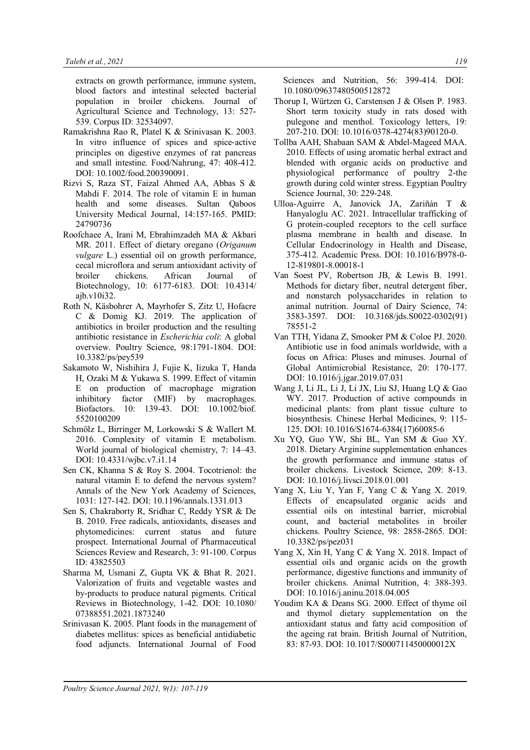extracts on growth performance, immune system, blood factors and intestinal selected bacterial population in broiler chickens. Journal of Agricultural Science and Technology, 13: 527-539. Corpus ID: 32534097.

Ramakrishna Rao R, Platel K & Srinivasan K. 2003. In vitro influence of spices and spice‐active principles on digestive enzymes of rat pancreas and small intestine. Food/Nahrung, 47: 408-412. DOI: 10.1002/food.200390091.

Rizvi S, Raza ST, Faizal Ahmed AA, Abbas S & Mahdi F. 2014. The role of vitamin E in human health and some diseases. Sultan Qaboos University Medical Journal, 14:157-165. PMID: 24790736

Roofchaee A, Irani M, Ebrahimzadeh MA & Akbari MR. 2011. Effect of dietary oregano (*Origanum vulgare* L.) essential oil on growth performance, cecal microflora and serum antioxidant activity of broiler chickens. African Journal of Biotechnology, 10: 6177-6183. DOI: 10.4314/ajb.v10i32.

Roth N, Käsbohrer A, Mayrhofer S, Zitz U, Hofacre C & Domig KJ. 2019. The application of antibiotics in broiler production and the resulting antibiotic resistance in *Escherichia coli*: A global overview. Poultry Science, 98:1791-1804. DOI: 10.3382/ps/pey539

Sakamoto W, Nishihira J, Fujie K, Iizuka T, Handa H, Ozaki M & Yukawa S. 1999. Effect of vitamin E on production of macrophage migration inhibitory factor (MIF) by macrophages. Biofactors. 10: 139-43. DOI: 10.1002/biof.5520100209

Schmölz L, Birringer M, Lorkowski S & Wallert M. 2016. Complexity of vitamin E metabolism. World journal of biological chemistry, 7: 14–43. DOI: 10.4331/wjbc.v7.i1.14

Sen CK, Khanna S & Roy S. 2004. Tocotrienol: the natural vitamin E to defend the nervous system? Annals of the New York Academy of Sciences, 1031: 127-142. DOI: 10.1196/annals.1331.013

Sen S, Chakraborty R, Sridhar C, Reddy YSR & De B. 2010. Free radicals, antioxidants, diseases and phytomedicines: current status and future prospect. International Journal of Pharmaceutical Sciences Review and Research, 3: 91-100. Corpus ID: 43825503

Sharma M, Usmani Z, Gupta VK & Bhat R. 2021. Valorization of fruits and vegetable wastes and by-products to produce natural pigments. Critical Reviews in Biotechnology, 1-42. DOI: 10.1080/07388551.2021.1873240

Srinivasan K. 2005. Plant foods in the management of diabetes mellitus: spices as beneficial antidiabetic food adjuncts. International Journal of Food Sciences and Nutrition, 56: 399-414. DOI: 10.1080/09637480500512872

Thorup I, Würtzen G, Carstensen J & Olsen P. 1983. Short term toxicity study in rats dosed with pulegone and menthol. Toxicology letters, 19: 207-210. DOI: 10.1016/0378-4274(83)90120-0.

Tollba AAH, Shabaan SAM & Abdel-Mageed MAA. 2010. Effects of using aromatic herbal extract and blended with organic acids on productive and physiological performance of poultry 2-the growth during cold winter stress. Egyptian Poultry Science Journal, 30: 229-248.

Ulloa-Aguirre A, Janovick JA, Zariñán T & Hanyaloglu AC. 2021. Intracellular trafficking of G protein-coupled receptors to the cell surface plasma membrane in health and disease. In Cellular Endocrinology in Health and Disease, 375-412. Academic Press. DOI: 10.1016/B978-0-12-819801-8.00018-1

Van Soest PV, Robertson JB, & Lewis B. 1991. Methods for dietary fiber, neutral detergent fiber, and nonstarch polysaccharides in relation to animal nutrition. Journal of Dairy Science, 74: 3583-3597. DOI: 10.3168/jds.S0022-0302(91)78551-2

Van TTH, Yidana Z, Smooker PM & Coloe PJ. 2020. Antibiotic use in food animals worldwide, with a focus on Africa: Pluses and minuses. Journal of Global Antimicrobial Resistance, 20: 170-177. DOI: 10.1016/j.jgar.2019.07.031

Wang J, Li JL, Li J, Li JX, Liu SJ, Huang LQ & Gao WY. 2017. Production of active compounds in medicinal plants: from plant tissue culture to biosynthesis. Chinese Herbal Medicines, 9: 115-125. DOI: 10.1016/S1674-6384(17)60085-6

Xu YQ, Guo YW, Shi BL, Yan SM & Guo XY. 2018. Dietary Arginine supplementation enhances the growth performance and immune status of broiler chickens. Livestock Science, 209: 8-13. DOI: 10.1016/j.livsci.2018.01.001

Yang X, Liu Y, Yan F, Yang C & Yang X. 2019. Effects of encapsulated organic acids and essential oils on intestinal barrier, microbial count, and bacterial metabolites in broiler chickens. Poultry Science, 98: 2858-2865. DOI: 10.3382/ps/pez031

Yang X, Xin H, Yang C & Yang X. 2018. Impact of essential oils and organic acids on the growth performance, digestive functions and immunity of broiler chickens. Animal Nutrition, 4: 388-393. DOI: 10.1016/j.aninu.2018.04.005

Youdim KA & Deans SG. 2000. Effect of thyme oil and thymol dietary supplementation on the antioxidant status and fatty acid composition of the ageing rat brain. British Journal of Nutrition, 83: 87-93. DOI: 10.1017/S000711450000012X